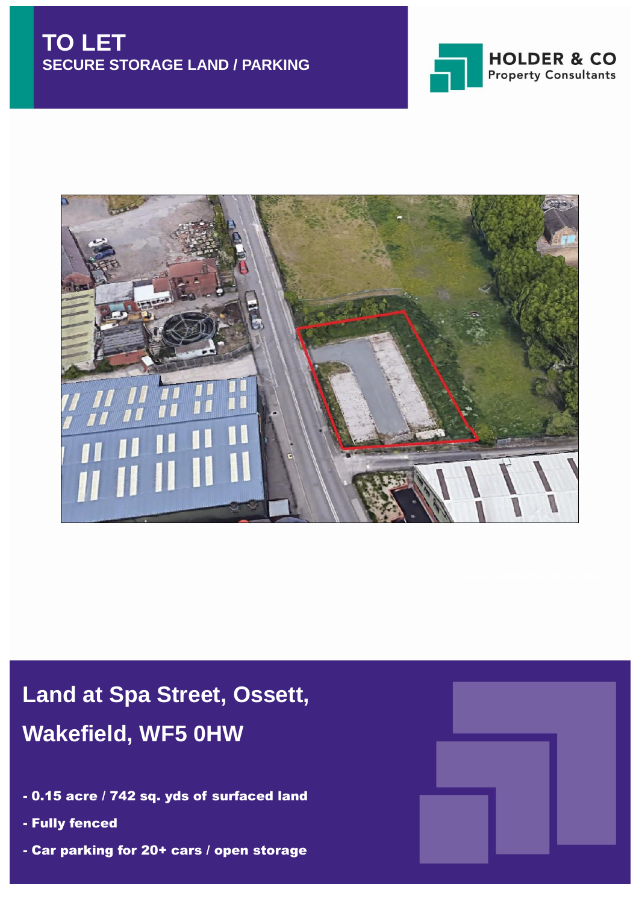# TO LET

## SECURE STORAGE LAND / PARKING

HOLDER & CO
Property Consultants

## Land at Spa Street, Ossett, Wakefield, WF5 0HW

- 0.15 acre / 742 sq. yds of surfaced land
- Fully fenced
- Car parking for 20+ cars / open storage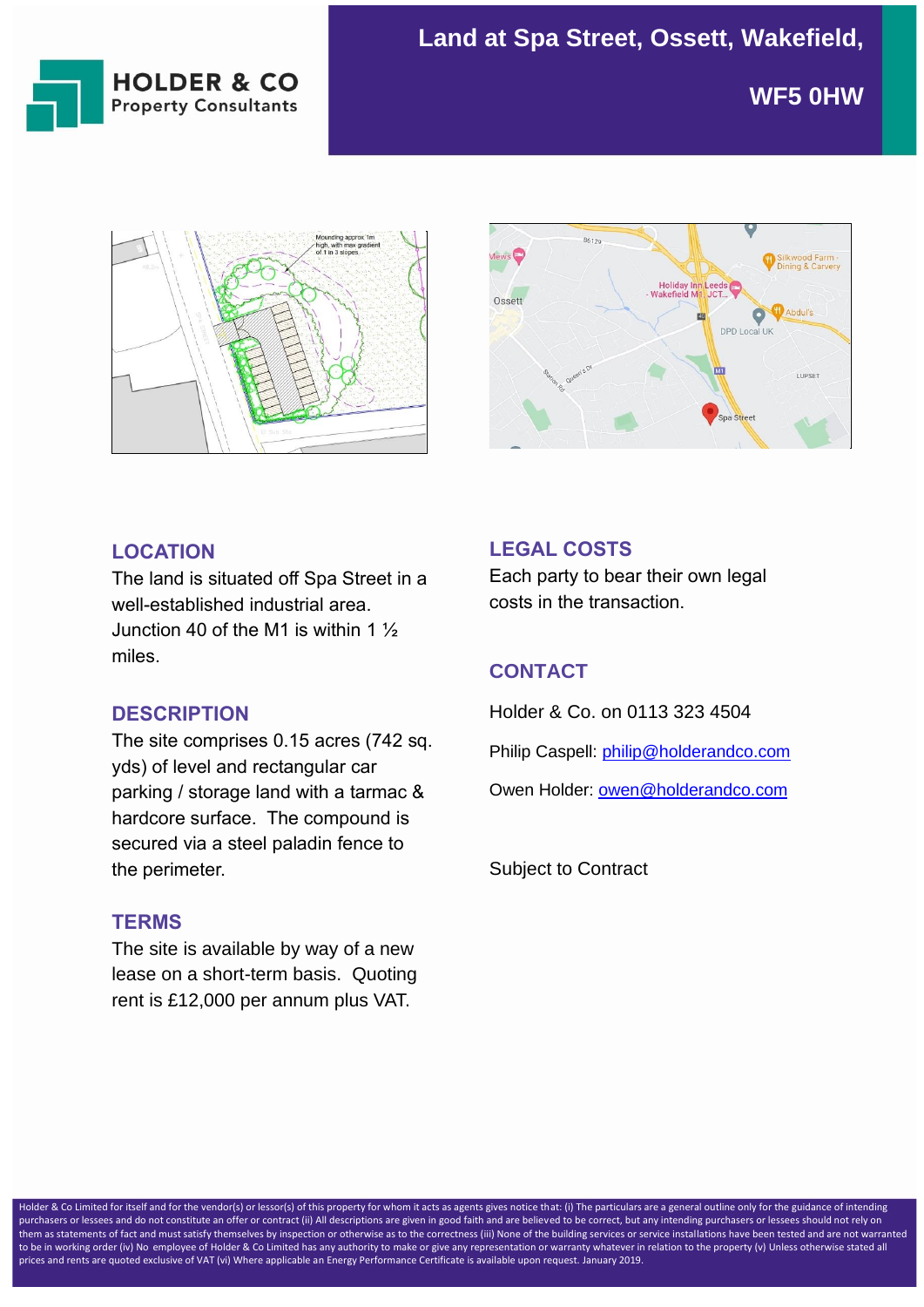# Land at Spa Street, Ossett, Wakefield, WF5 0HW

HOLDER & CO
Property Consultants

Mounding approx 1m high, with max gradient of 1 in 3 slopes

B6129
Mews
Ossett
Holiday Inn Leeds - Wakefield M1, JCT...
Silkwood Farm - Dining & Carvery
Abdul's
DPD Local UK
40
M1
Station Rd
Queen's Dr
LUPSET
Spa Street

## LOCATION

The land is situated off Spa Street in a well-established industrial area. Junction 40 of the M1 is within 1 ½ miles.

## DESCRIPTION

The site comprises 0.15 acres (742 sq. yds) of level and rectangular car parking / storage land with a tarmac & hardcore surface. The compound is secured via a steel paladin fence to the perimeter.

## TERMS

The site is available by way of a new lease on a short-term basis. Quoting rent is £12,000 per annum plus VAT.

## LEGAL COSTS

Each party to bear their own legal costs in the transaction.

## CONTACT

Holder & Co. on 0113 323 4504

Philip Caspell: philip@holderandco.com

Owen Holder: owen@holderandco.com

Subject to Contract

Holder & Co Limited for itself and for the vendor(s) or lessor(s) of this property for whom it acts as agents gives notice that: (i) The particulars are a general outline only for the guidance of intending purchasers or lessees and do not constitute an offer or contract (ii) All descriptions are given in good faith and are believed to be correct, but any intending purchasers or lessees should not rely on them as statements of fact and must satisfy themselves by inspection or otherwise as to the correctness (iii) None of the building services or service installations have been tested and are not warranted to be in working order (iv) No employee of Holder & Co Limited has any authority to make or give any representation or warranty whatever in relation to the property (v) Unless otherwise stated all prices and rents are quoted exclusive of VAT (vi) Where applicable an Energy Performance Certificate is available upon request. January 2019.